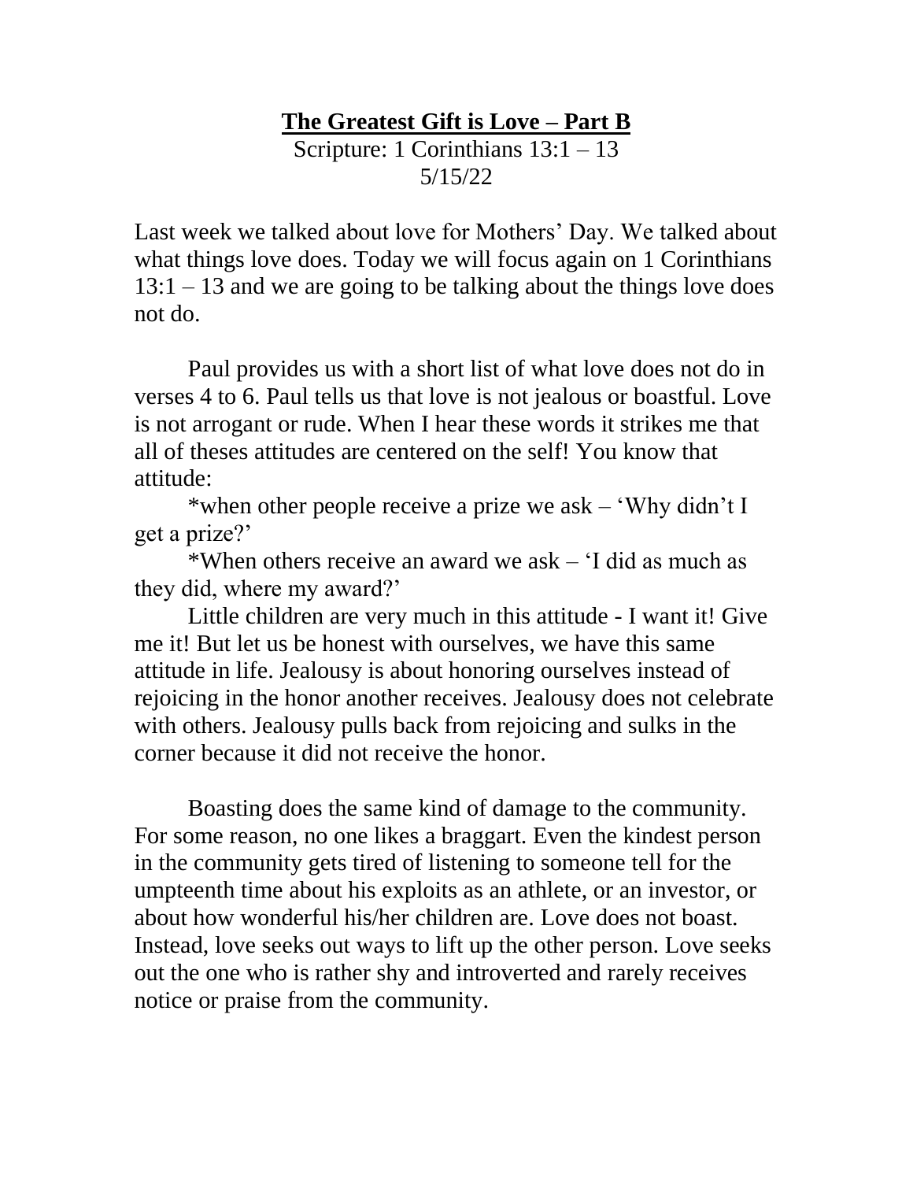**The Greatest Gift is Love – Part B**

Scripture: 1 Corinthians 13:1 – 13

5/15/22

Last week we talked about love for Mothers' Day. We talked about what things love does. Today we will focus again on 1 Corinthians 13:1 – 13 and we are going to be talking about the things love does not do.

Paul provides us with a short list of what love does not do in verses 4 to 6. Paul tells us that love is not jealous or boastful. Love is not arrogant or rude. When I hear these words it strikes me that all of theses attitudes are centered on the self! You know that attitude:

*when other people receive a prize we ask – 'Why didn't I get a prize?'

*When others receive an award we ask – 'I did as much as they did, where my award?'

Little children are very much in this attitude - I want it! Give me it! But let us be honest with ourselves, we have this same attitude in life. Jealousy is about honoring ourselves instead of rejoicing in the honor another receives. Jealousy does not celebrate with others. Jealousy pulls back from rejoicing and sulks in the corner because it did not receive the honor.

Boasting does the same kind of damage to the community. For some reason, no one likes a braggart. Even the kindest person in the community gets tired of listening to someone tell for the umpteenth time about his exploits as an athlete, or an investor, or about how wonderful his/her children are. Love does not boast. Instead, love seeks out ways to lift up the other person. Love seeks out the one who is rather shy and introverted and rarely receives notice or praise from the community.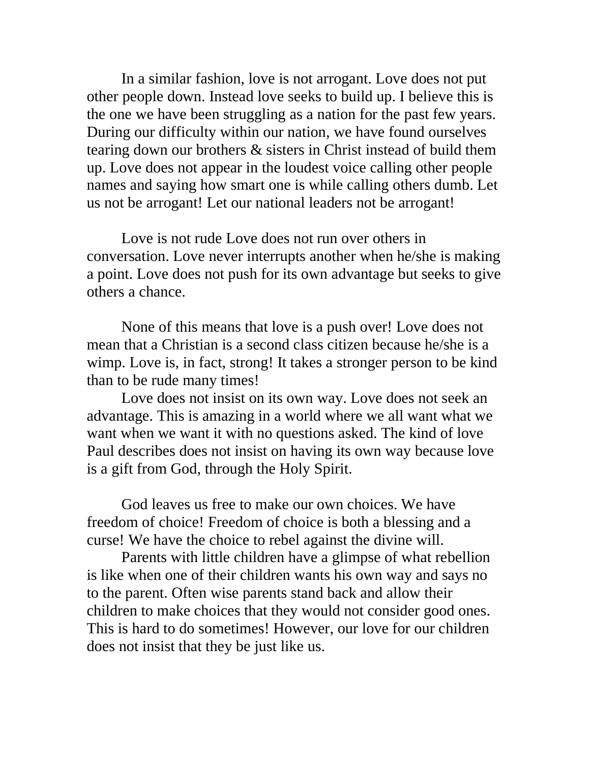In a similar fashion, love is not arrogant. Love does not put other people down. Instead love seeks to build up. I believe this is the one we have been struggling as a nation for the past few years. During our difficulty within our nation, we have found ourselves tearing down our brothers & sisters in Christ instead of build them up. Love does not appear in the loudest voice calling other people names and saying how smart one is while calling others dumb. Let us not be arrogant! Let our national leaders not be arrogant!

Love is not rude Love does not run over others in conversation. Love never interrupts another when he/she is making a point. Love does not push for its own advantage but seeks to give others a chance.

None of this means that love is a push over! Love does not mean that a Christian is a second class citizen because he/she is a wimp. Love is, in fact, strong! It takes a stronger person to be kind than to be rude many times!

Love does not insist on its own way. Love does not seek an advantage. This is amazing in a world where we all want what we want when we want it with no questions asked. The kind of love Paul describes does not insist on having its own way because love is a gift from God, through the Holy Spirit.

God leaves us free to make our own choices. We have freedom of choice! Freedom of choice is both a blessing and a curse! We have the choice to rebel against the divine will.

Parents with little children have a glimpse of what rebellion is like when one of their children wants his own way and says no to the parent. Often wise parents stand back and allow their children to make choices that they would not consider good ones. This is hard to do sometimes! However, our love for our children does not insist that they be just like us.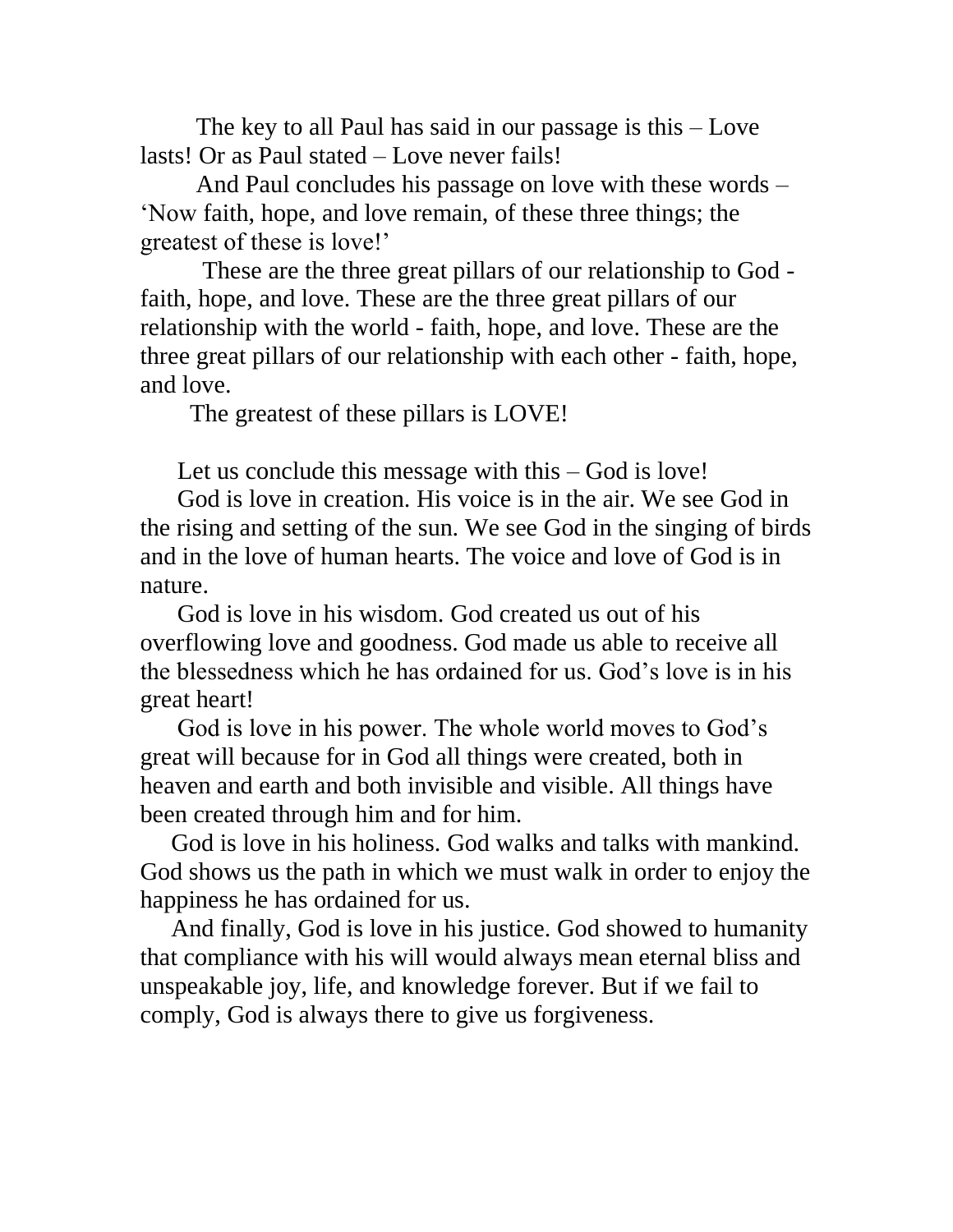The key to all Paul has said in our passage is this – Love lasts! Or as Paul stated – Love never fails!

And Paul concludes his passage on love with these words – 'Now faith, hope, and love remain, of these three things; the greatest of these is love!'

These are the three great pillars of our relationship to God - faith, hope, and love. These are the three great pillars of our relationship with the world - faith, hope, and love. These are the three great pillars of our relationship with each other - faith, hope, and love.

The greatest of these pillars is LOVE!

Let us conclude this message with this – God is love!

God is love in creation. His voice is in the air. We see God in the rising and setting of the sun. We see God in the singing of birds and in the love of human hearts. The voice and love of God is in nature.

God is love in his wisdom. God created us out of his overflowing love and goodness. God made us able to receive all the blessedness which he has ordained for us. God's love is in his great heart!

God is love in his power. The whole world moves to God's great will because for in God all things were created, both in heaven and earth and both invisible and visible. All things have been created through him and for him.

God is love in his holiness. God walks and talks with mankind. God shows us the path in which we must walk in order to enjoy the happiness he has ordained for us.

And finally, God is love in his justice. God showed to humanity that compliance with his will would always mean eternal bliss and unspeakable joy, life, and knowledge forever. But if we fail to comply, God is always there to give us forgiveness.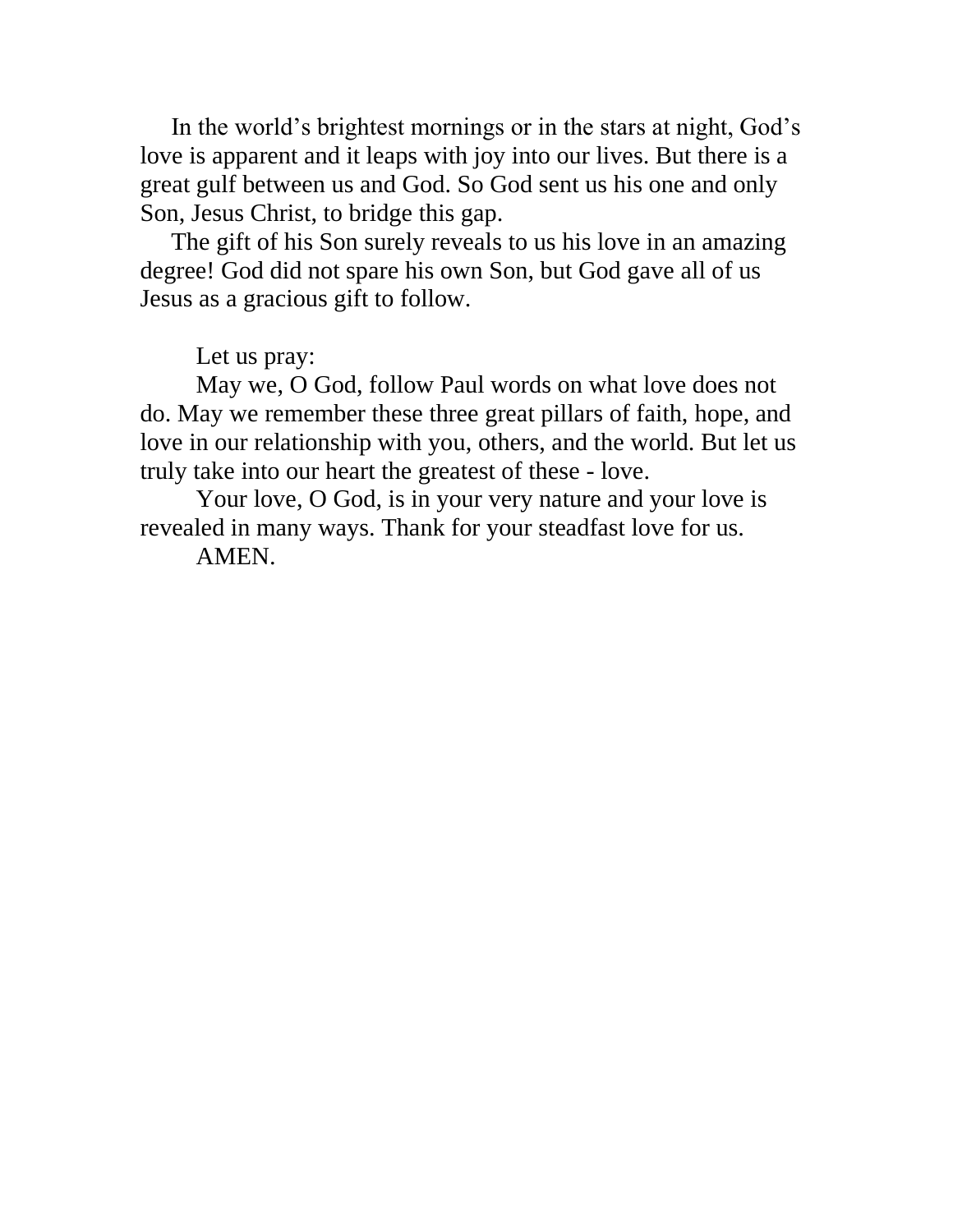In the world's brightest mornings or in the stars at night, God's love is apparent and it leaps with joy into our lives. But there is a great gulf between us and God. So God sent us his one and only Son, Jesus Christ, to bridge this gap.

The gift of his Son surely reveals to us his love in an amazing degree! God did not spare his own Son, but God gave all of us Jesus as a gracious gift to follow.

Let us pray:

May we, O God, follow Paul words on what love does not do. May we remember these three great pillars of faith, hope, and love in our relationship with you, others, and the world. But let us truly take into our heart the greatest of these - love.

Your love, O God, is in your very nature and your love is revealed in many ways. Thank for your steadfast love for us.

AMEN.